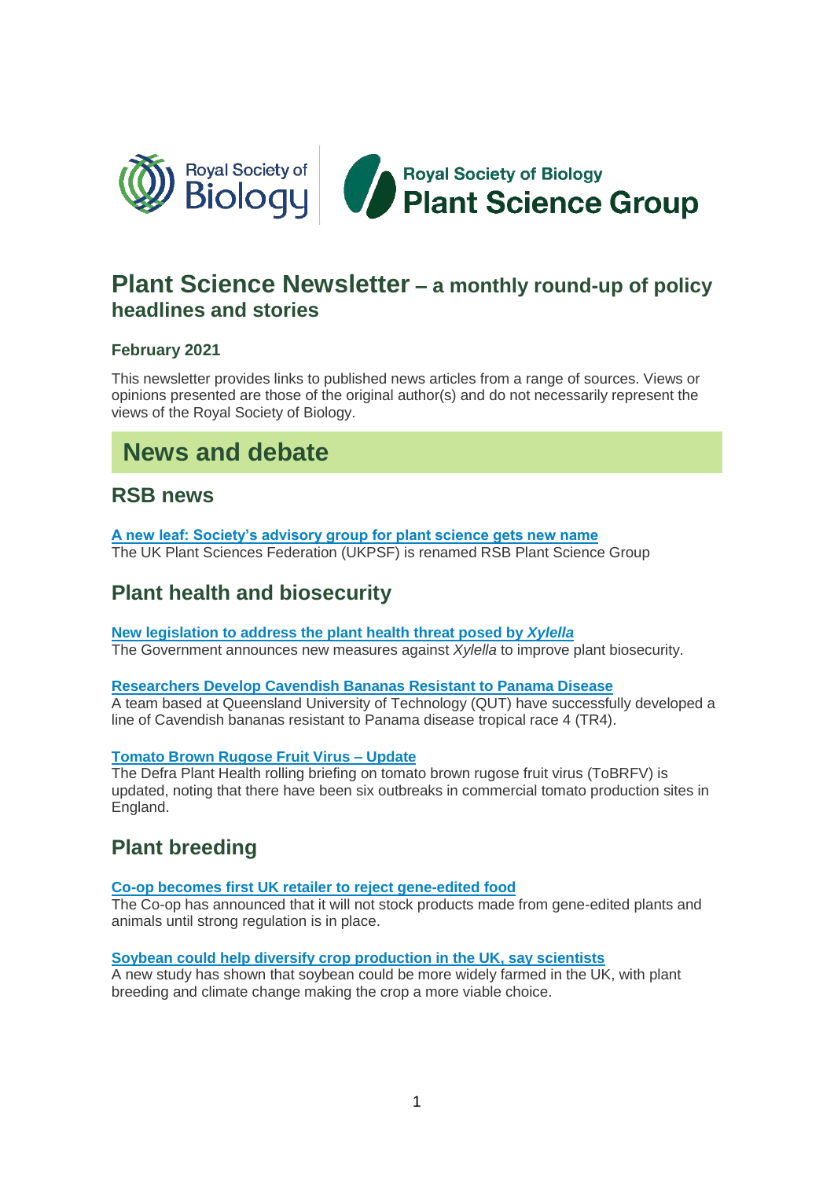# Plant Science Newsletter – a monthly round-up of policy headlines and stories

**February 2021**

This newsletter provides links to published news articles from a range of sources. Views or opinions presented are those of the original author(s) and do not necessarily represent the views of the Royal Society of Biology.

## News and debate

### RSB news

**A new leaf: Society's advisory group for plant science gets new name**
The UK Plant Sciences Federation (UKPSF) is renamed RSB Plant Science Group

### Plant health and biosecurity

**New legislation to address the plant health threat posed by *Xylella***
The Government announces new measures against *Xylella* to improve plant biosecurity.

**Researchers Develop Cavendish Bananas Resistant to Panama Disease**
A team based at Queensland University of Technology (QUT) have successfully developed a line of Cavendish bananas resistant to Panama disease tropical race 4 (TR4).

**Tomato Brown Rugose Fruit Virus – Update**
The Defra Plant Health rolling briefing on tomato brown rugose fruit virus (ToBRFV) is updated, noting that there have been six outbreaks in commercial tomato production sites in England.

### Plant breeding

**Co-op becomes first UK retailer to reject gene-edited food**
The Co-op has announced that it will not stock products made from gene-edited plants and animals until strong regulation is in place.

**Soybean could help diversify crop production in the UK, say scientists**
A new study has shown that soybean could be more widely farmed in the UK, with plant breeding and climate change making the crop a more viable choice.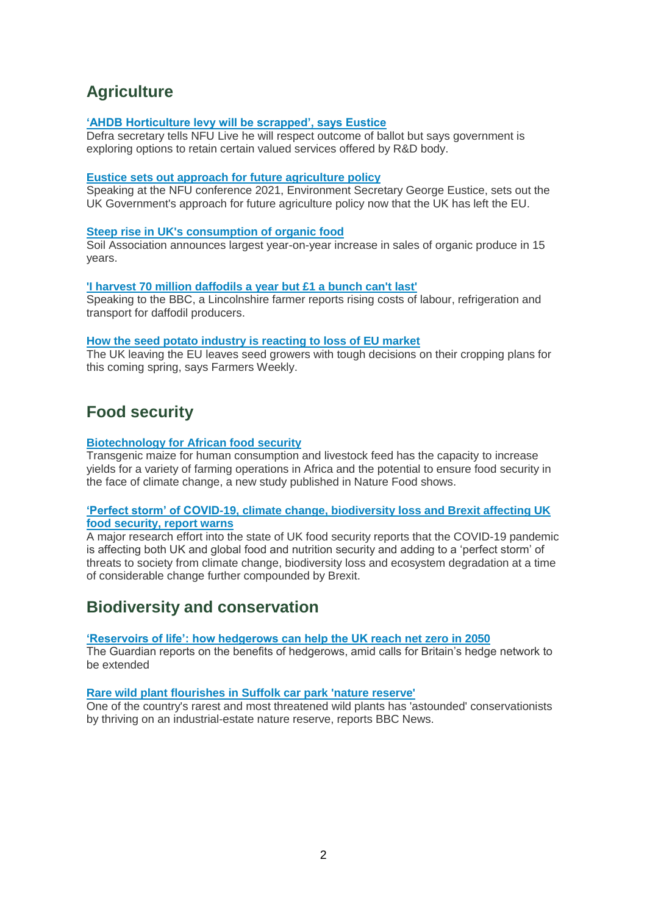## Agriculture

**'AHDB Horticulture levy will be scrapped', says Eustice**

Defra secretary tells NFU Live he will respect outcome of ballot but says government is exploring options to retain certain valued services offered by R&D body.

**Eustice sets out approach for future agriculture policy**

Speaking at the NFU conference 2021, Environment Secretary George Eustice, sets out the UK Government's approach for future agriculture policy now that the UK has left the EU.

**Steep rise in UK's consumption of organic food**

Soil Association announces largest year-on-year increase in sales of organic produce in 15 years.

**'I harvest 70 million daffodils a year but £1 a bunch can't last'**

Speaking to the BBC, a Lincolnshire farmer reports rising costs of labour, refrigeration and transport for daffodil producers.

**How the seed potato industry is reacting to loss of EU market**

The UK leaving the EU leaves seed growers with tough decisions on their cropping plans for this coming spring, says Farmers Weekly.

## Food security

**Biotechnology for African food security**

Transgenic maize for human consumption and livestock feed has the capacity to increase yields for a variety of farming operations in Africa and the potential to ensure food security in the face of climate change, a new study published in Nature Food shows.

**'Perfect storm' of COVID-19, climate change, biodiversity loss and Brexit affecting UK food security, report warns**

A major research effort into the state of UK food security reports that the COVID-19 pandemic is affecting both UK and global food and nutrition security and adding to a 'perfect storm' of threats to society from climate change, biodiversity loss and ecosystem degradation at a time of considerable change further compounded by Brexit.

## Biodiversity and conservation

**'Reservoirs of life': how hedgerows can help the UK reach net zero in 2050**

The Guardian reports on the benefits of hedgerows, amid calls for Britain's hedge network to be extended

**Rare wild plant flourishes in Suffolk car park 'nature reserve'**

One of the country's rarest and most threatened wild plants has 'astounded' conservationists by thriving on an industrial-estate nature reserve, reports BBC News.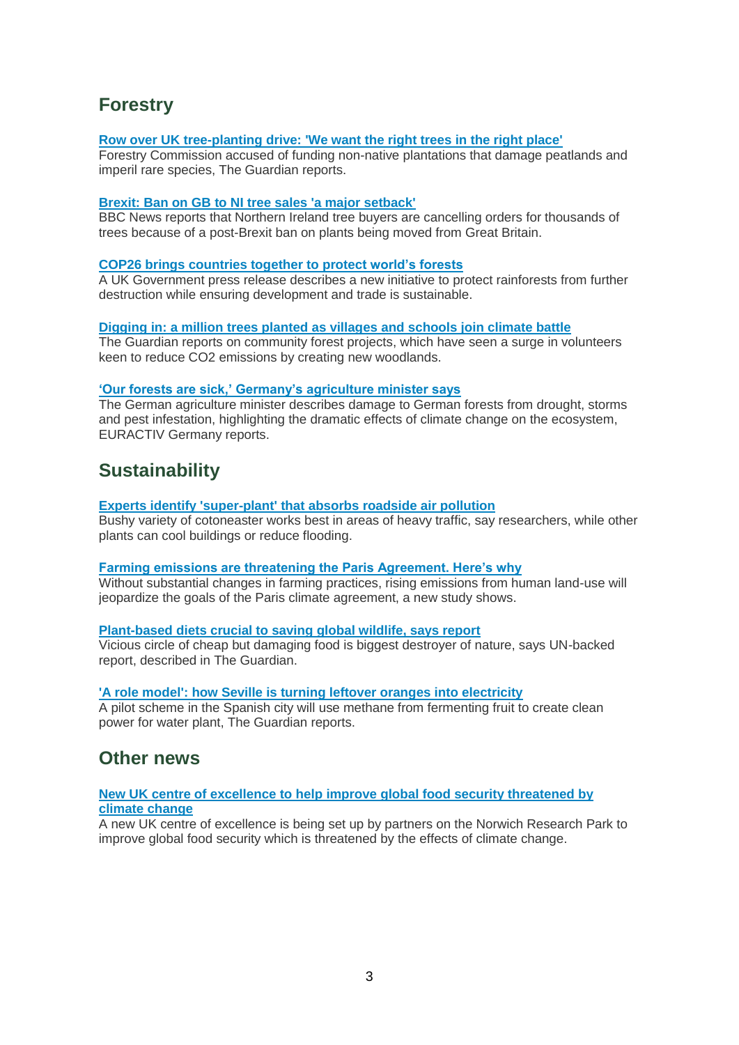## Forestry

**Row over UK tree-planting drive: 'We want the right trees in the right place'**
Forestry Commission accused of funding non-native plantations that damage peatlands and imperil rare species, The Guardian reports.

**Brexit: Ban on GB to NI tree sales 'a major setback'**
BBC News reports that Northern Ireland tree buyers are cancelling orders for thousands of trees because of a post-Brexit ban on plants being moved from Great Britain.

**COP26 brings countries together to protect world's forests**
A UK Government press release describes a new initiative to protect rainforests from further destruction while ensuring development and trade is sustainable.

**Digging in: a million trees planted as villages and schools join climate battle**
The Guardian reports on community forest projects, which have seen a surge in volunteers keen to reduce CO2 emissions by creating new woodlands.

**'Our forests are sick,' Germany's agriculture minister says**
The German agriculture minister describes damage to German forests from drought, storms and pest infestation, highlighting the dramatic effects of climate change on the ecosystem, EURACTIV Germany reports.

## Sustainability

**Experts identify 'super-plant' that absorbs roadside air pollution**
Bushy variety of cotoneaster works best in areas of heavy traffic, say researchers, while other plants can cool buildings or reduce flooding.

**Farming emissions are threatening the Paris Agreement. Here's why**
Without substantial changes in farming practices, rising emissions from human land-use will jeopardize the goals of the Paris climate agreement, a new study shows.

**Plant-based diets crucial to saving global wildlife, says report**
Vicious circle of cheap but damaging food is biggest destroyer of nature, says UN-backed report, described in The Guardian.

**'A role model': how Seville is turning leftover oranges into electricity**
A pilot scheme in the Spanish city will use methane from fermenting fruit to create clean power for water plant, The Guardian reports.

## Other news

**New UK centre of excellence to help improve global food security threatened by climate change**
A new UK centre of excellence is being set up by partners on the Norwich Research Park to improve global food security which is threatened by the effects of climate change.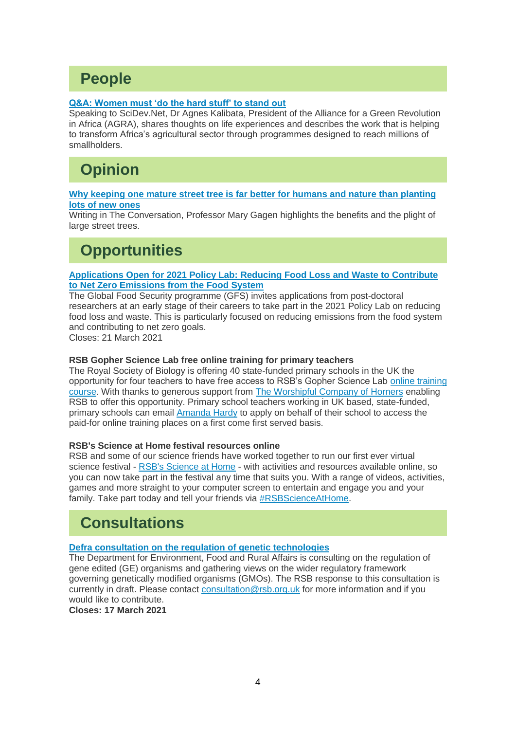## People

**Q&A: Women must 'do the hard stuff' to stand out**

Speaking to SciDev.Net, Dr Agnes Kalibata, President of the Alliance for a Green Revolution in Africa (AGRA), shares thoughts on life experiences and describes the work that is helping to transform Africa's agricultural sector through programmes designed to reach millions of smallholders.

## Opinion

**Why keeping one mature street tree is far better for humans and nature than planting lots of new ones**

Writing in The Conversation, Professor Mary Gagen highlights the benefits and the plight of large street trees.

## Opportunities

**Applications Open for 2021 Policy Lab: Reducing Food Loss and Waste to Contribute to Net Zero Emissions from the Food System**

The Global Food Security programme (GFS) invites applications from post-doctoral researchers at an early stage of their careers to take part in the 2021 Policy Lab on reducing food loss and waste. This is particularly focused on reducing emissions from the food system and contributing to net zero goals.
Closes: 21 March 2021

**RSB Gopher Science Lab free online training for primary teachers**

The Royal Society of Biology is offering 40 state-funded primary schools in the UK the opportunity for four teachers to have free access to RSB's Gopher Science Lab online training course. With thanks to generous support from The Worshipful Company of Horners enabling RSB to offer this opportunity. Primary school teachers working in UK based, state-funded, primary schools can email Amanda Hardy to apply on behalf of their school to access the paid-for online training places on a first come first served basis.

**RSB's Science at Home festival resources online**

RSB and some of our science friends have worked together to run our first ever virtual science festival - RSB's Science at Home - with activities and resources available online, so you can now take part in the festival any time that suits you. With a range of videos, activities, games and more straight to your computer screen to entertain and engage you and your family. Take part today and tell your friends via #RSBScienceAtHome.

## Consultations

**Defra consultation on the regulation of genetic technologies**

The Department for Environment, Food and Rural Affairs is consulting on the regulation of gene edited (GE) organisms and gathering views on the wider regulatory framework governing genetically modified organisms (GMOs). The RSB response to this consultation is currently in draft. Please contact consultation@rsb.org.uk for more information and if you would like to contribute.
**Closes: 17 March 2021**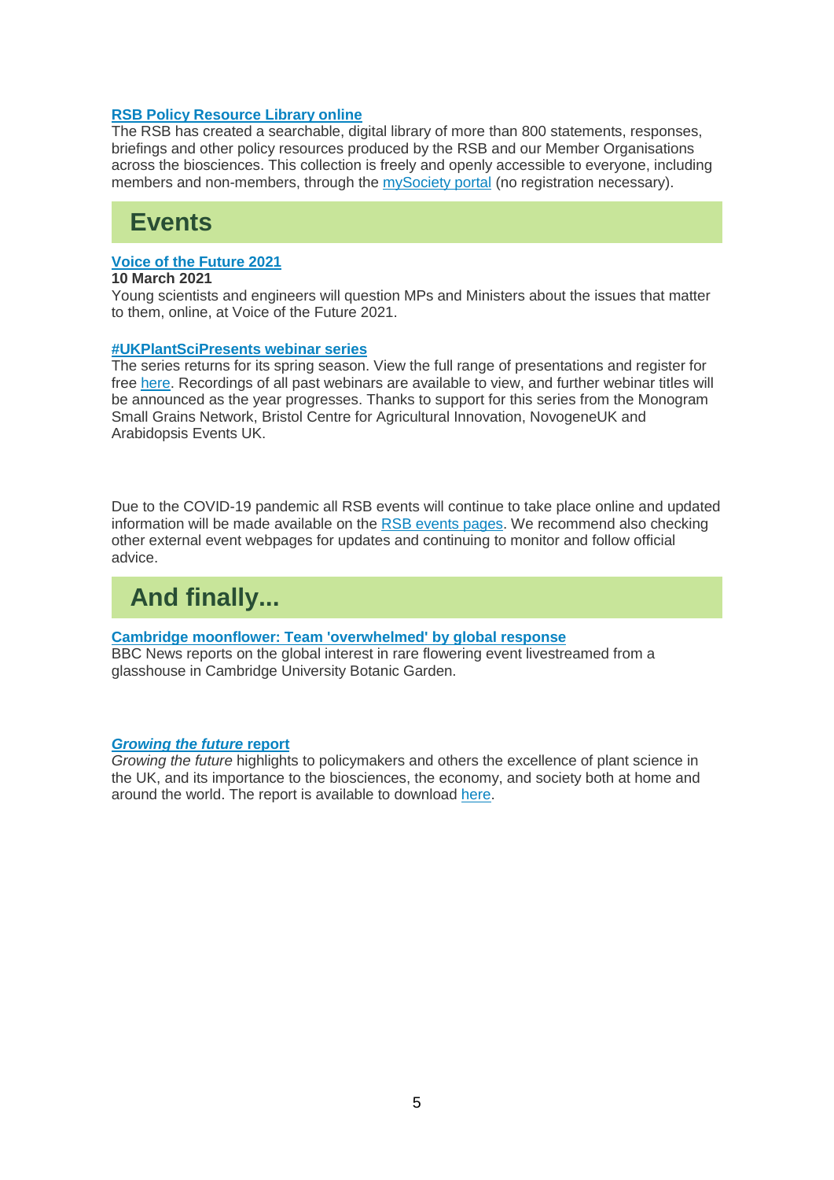**RSB Policy Resource Library online**
The RSB has created a searchable, digital library of more than 800 statements, responses, briefings and other policy resources produced by the RSB and our Member Organisations across the biosciences. This collection is freely and openly accessible to everyone, including members and non-members, through the mySociety portal (no registration necessary).

## Events

**Voice of the Future 2021**
**10 March 2021**
Young scientists and engineers will question MPs and Ministers about the issues that matter to them, online, at Voice of the Future 2021.

**#UKPlantSciPresents webinar series**
The series returns for its spring season. View the full range of presentations and register for free here. Recordings of all past webinars are available to view, and further webinar titles will be announced as the year progresses. Thanks to support for this series from the Monogram Small Grains Network, Bristol Centre for Agricultural Innovation, NovogeneUK and Arabidopsis Events UK.

Due to the COVID-19 pandemic all RSB events will continue to take place online and updated information will be made available on the RSB events pages. We recommend also checking other external event webpages for updates and continuing to monitor and follow official advice.

## And finally...

**Cambridge moonflower: Team 'overwhelmed' by global response**
BBC News reports on the global interest in rare flowering event livestreamed from a glasshouse in Cambridge University Botanic Garden.

***Growing the future* report**
*Growing the future* highlights to policymakers and others the excellence of plant science in the UK, and its importance to the biosciences, the economy, and society both at home and around the world. The report is available to download here.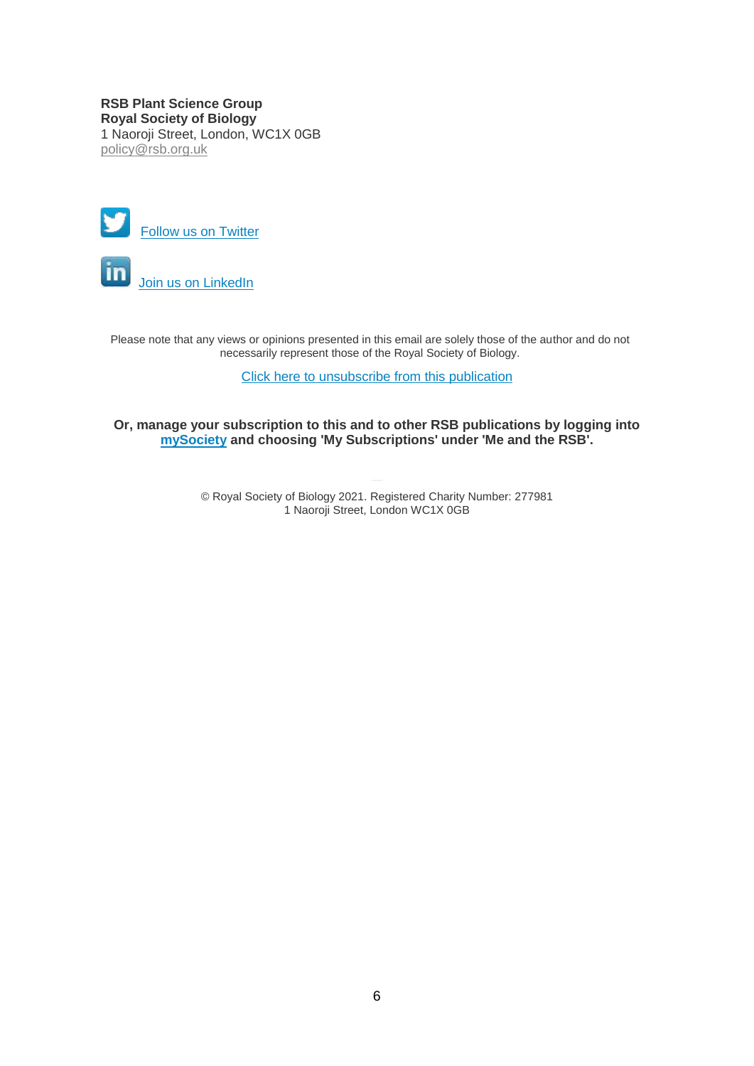**RSB Plant Science Group**
**Royal Society of Biology**
1 Naoroji Street, London, WC1X 0GB
policy@rsb.org.uk

Follow us on Twitter

Join us on LinkedIn

Please note that any views or opinions presented in this email are solely those of the author and do not necessarily represent those of the Royal Society of Biology.

Click here to unsubscribe from this publication

**Or, manage your subscription to this and to other RSB publications by logging into mySociety and choosing 'My Subscriptions' under 'Me and the RSB'.**

© Royal Society of Biology 2021. Registered Charity Number: 277981
1 Naoroji Street, London WC1X 0GB